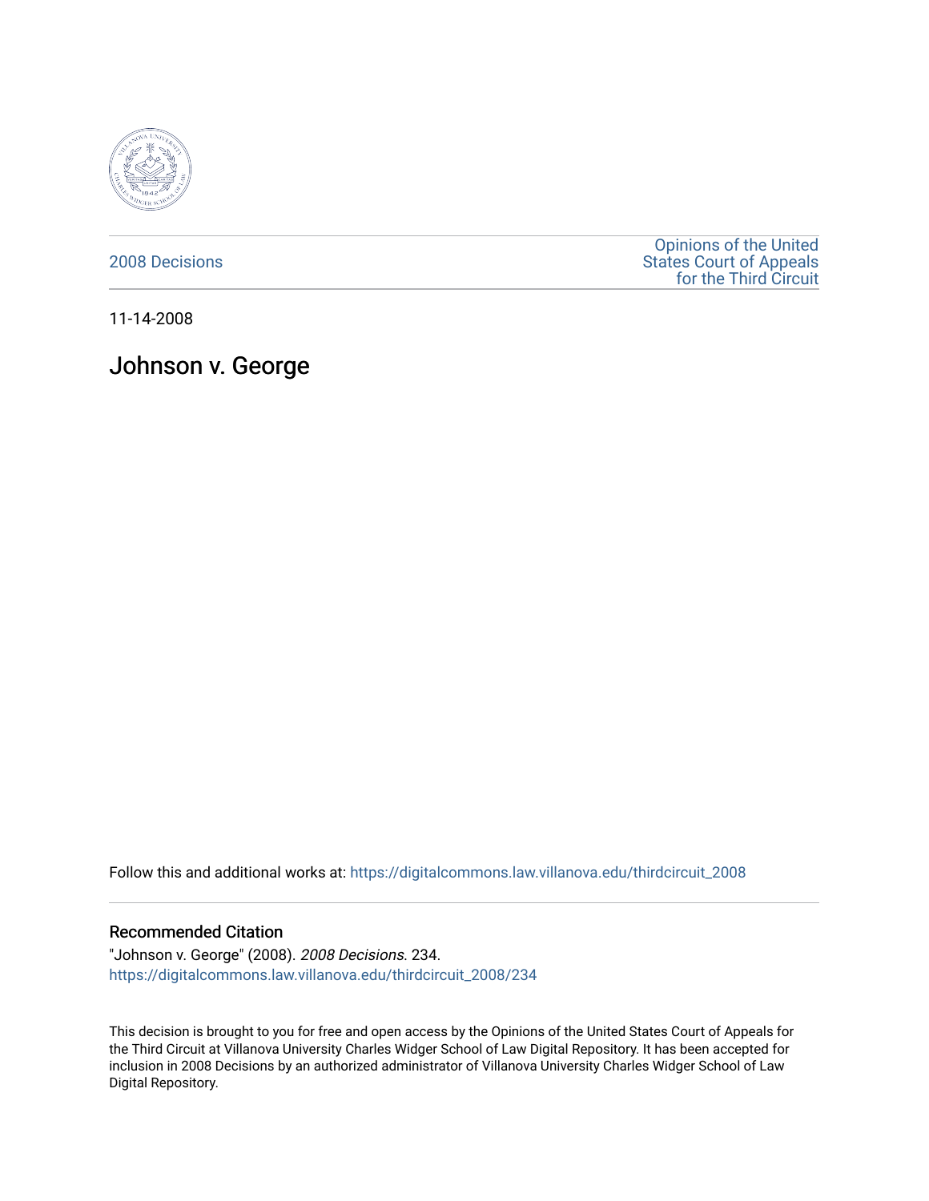2008 Decisions

Opinions of the United States Court of Appeals for the Third Circuit

11-14-2008

# Johnson v. George

Follow this and additional works at: https://digitalcommons.law.villanova.edu/thirdcircuit_2008

## Recommended Citation

"Johnson v. George" (2008). *2008 Decisions*. 234.
https://digitalcommons.law.villanova.edu/thirdcircuit_2008/234

This decision is brought to you for free and open access by the Opinions of the United States Court of Appeals for the Third Circuit at Villanova University Charles Widger School of Law Digital Repository. It has been accepted for inclusion in 2008 Decisions by an authorized administrator of Villanova University Charles Widger School of Law Digital Repository.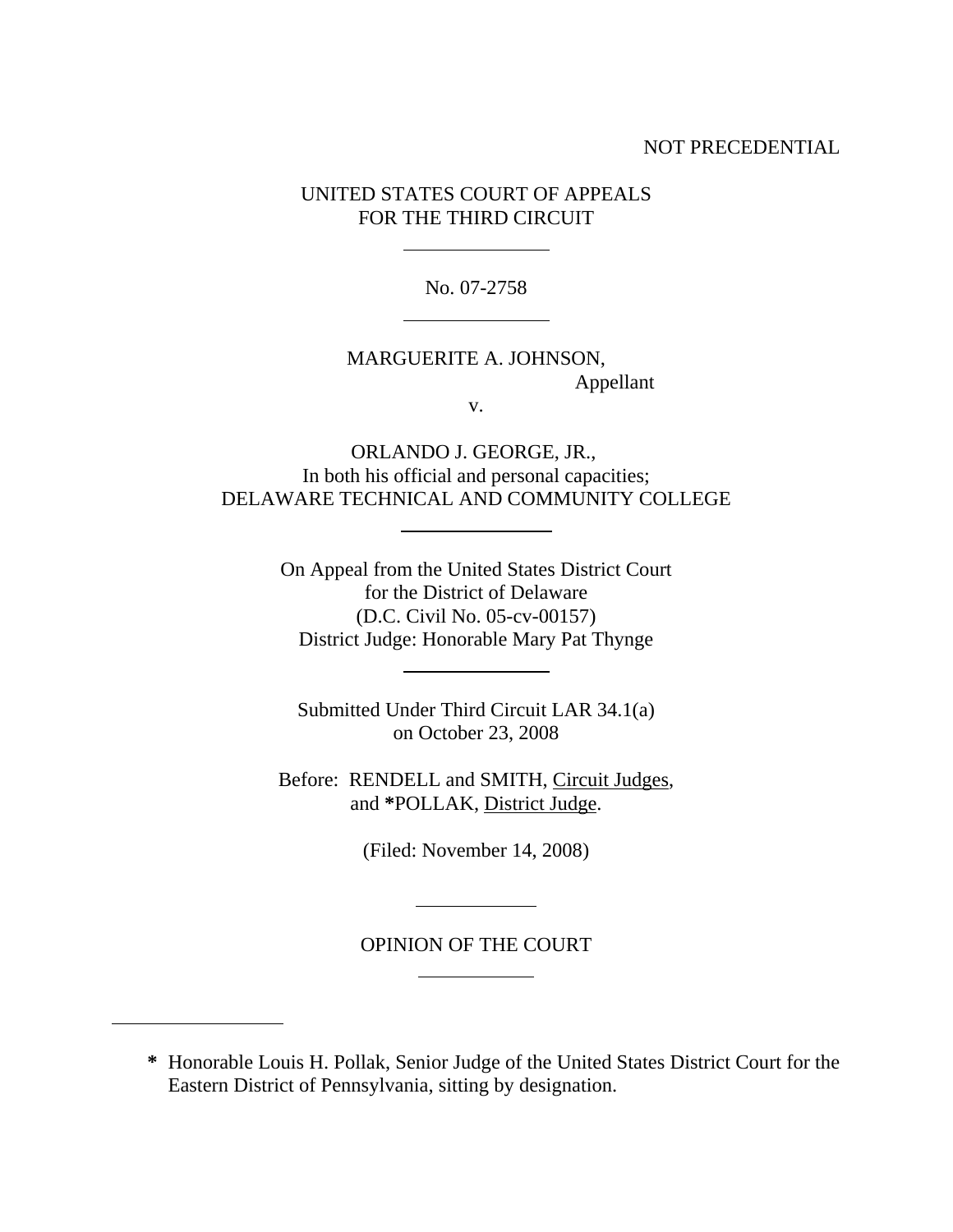NOT PRECEDENTIAL

UNITED STATES COURT OF APPEALS
FOR THE THIRD CIRCUIT

---

No. 07-2758

---

MARGUERITE A. JOHNSON,
Appellant

v.

ORLANDO J. GEORGE, JR.,
In both his official and personal capacities;
DELAWARE TECHNICAL AND COMMUNITY COLLEGE

---

On Appeal from the United States District Court
for the District of Delaware
(D.C. Civil No. 05-cv-00157)
District Judge: Honorable Mary Pat Thynge

---

Submitted Under Third Circuit LAR 34.1(a)
on October 23, 2008

Before: RENDELL and SMITH, Circuit Judges,
and *POLLAK, District Judge.

(Filed: November 14, 2008)

---

OPINION OF THE COURT

---

* Honorable Louis H. Pollak, Senior Judge of the United States District Court for the Eastern District of Pennsylvania, sitting by designation.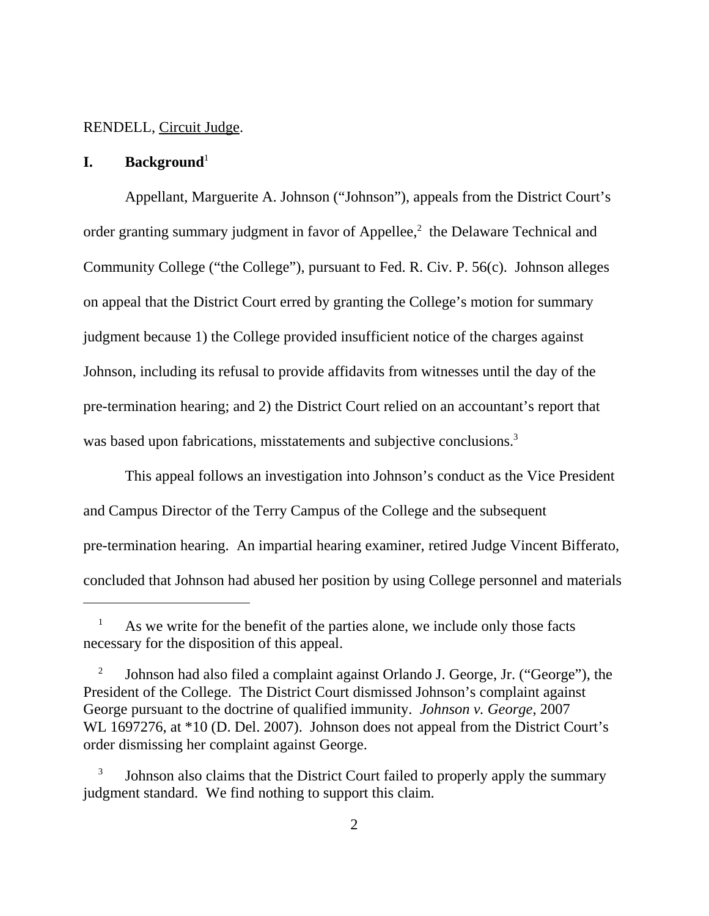RENDELL, Circuit Judge.

## I. Background[1]

Appellant, Marguerite A. Johnson ("Johnson"), appeals from the District Court's order granting summary judgment in favor of Appellee,[2] the Delaware Technical and Community College ("the College"), pursuant to Fed. R. Civ. P. 56(c). Johnson alleges on appeal that the District Court erred by granting the College's motion for summary judgment because 1) the College provided insufficient notice of the charges against Johnson, including its refusal to provide affidavits from witnesses until the day of the pre-termination hearing; and 2) the District Court relied on an accountant's report that was based upon fabrications, misstatements and subjective conclusions.[3]

This appeal follows an investigation into Johnson's conduct as the Vice President and Campus Director of the Terry Campus of the College and the subsequent pre-termination hearing. An impartial hearing examiner, retired Judge Vincent Bifferato, concluded that Johnson had abused her position by using College personnel and materials

---

[1] As we write for the benefit of the parties alone, we include only those facts necessary for the disposition of this appeal.

[2] Johnson had also filed a complaint against Orlando J. George, Jr. ("George"), the President of the College. The District Court dismissed Johnson's complaint against George pursuant to the doctrine of qualified immunity. *Johnson v. George*, 2007 WL 1697276, at *10 (D. Del. 2007). Johnson does not appeal from the District Court's order dismissing her complaint against George.

[3] Johnson also claims that the District Court failed to properly apply the summary judgment standard. We find nothing to support this claim.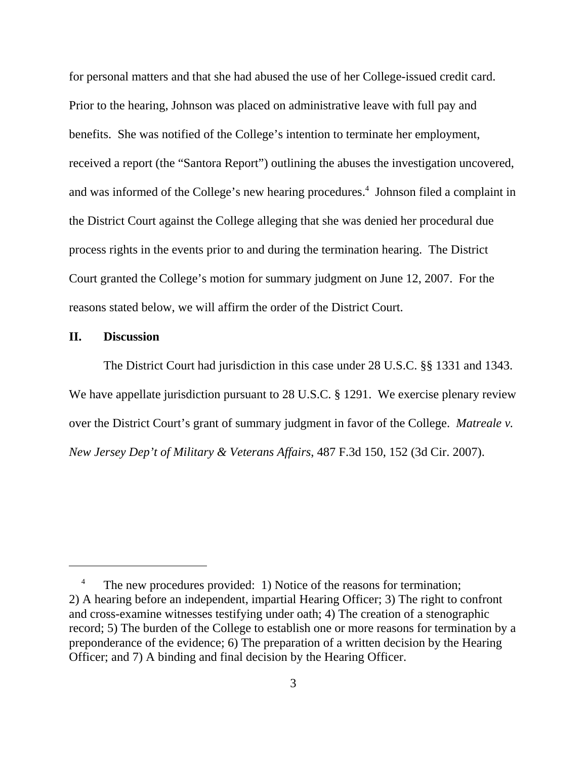for personal matters and that she had abused the use of her College-issued credit card. Prior to the hearing, Johnson was placed on administrative leave with full pay and benefits. She was notified of the College's intention to terminate her employment, received a report (the "Santora Report") outlining the abuses the investigation uncovered, and was informed of the College's new hearing procedures.[4] Johnson filed a complaint in the District Court against the College alleging that she was denied her procedural due process rights in the events prior to and during the termination hearing. The District Court granted the College's motion for summary judgment on June 12, 2007. For the reasons stated below, we will affirm the order of the District Court.

## II. Discussion

The District Court had jurisdiction in this case under 28 U.S.C. §§ 1331 and 1343. We have appellate jurisdiction pursuant to 28 U.S.C. § 1291. We exercise plenary review over the District Court's grant of summary judgment in favor of the College. *Matreale v. New Jersey Dep't of Military & Veterans Affairs*, 487 F.3d 150, 152 (3d Cir. 2007).

---

[4] The new procedures provided: 1) Notice of the reasons for termination; 2) A hearing before an independent, impartial Hearing Officer; 3) The right to confront and cross-examine witnesses testifying under oath; 4) The creation of a stenographic record; 5) The burden of the College to establish one or more reasons for termination by a preponderance of the evidence; 6) The preparation of a written decision by the Hearing Officer; and 7) A binding and final decision by the Hearing Officer.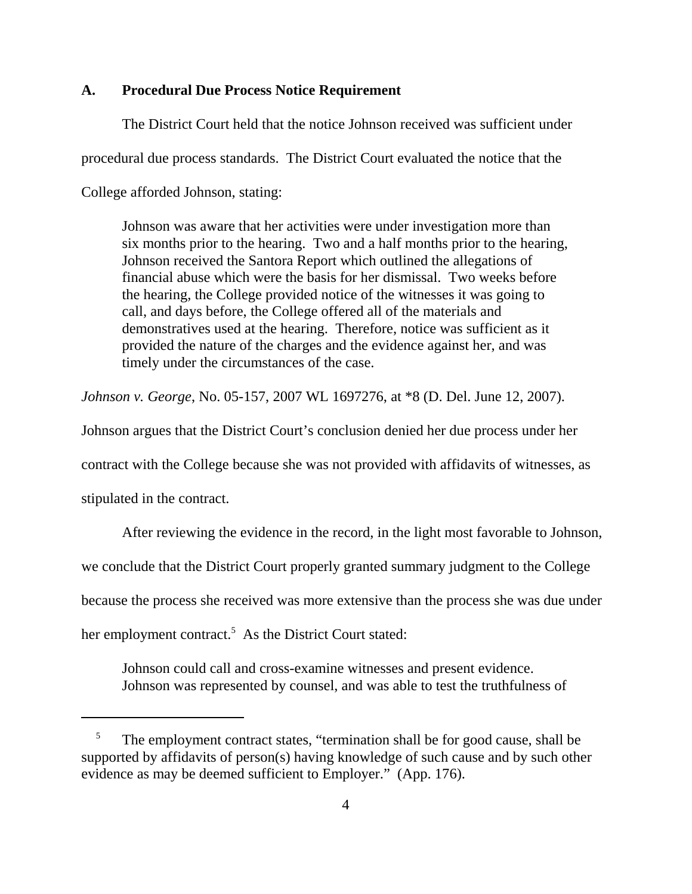### A. Procedural Due Process Notice Requirement

The District Court held that the notice Johnson received was sufficient under procedural due process standards. The District Court evaluated the notice that the College afforded Johnson, stating:

> Johnson was aware that her activities were under investigation more than six months prior to the hearing. Two and a half months prior to the hearing, Johnson received the Santora Report which outlined the allegations of financial abuse which were the basis for her dismissal. Two weeks before the hearing, the College provided notice of the witnesses it was going to call, and days before, the College offered all of the materials and demonstratives used at the hearing. Therefore, notice was sufficient as it provided the nature of the charges and the evidence against her, and was timely under the circumstances of the case.

*Johnson v. George*, No. 05-157, 2007 WL 1697276, at *8 (D. Del. June 12, 2007). Johnson argues that the District Court's conclusion denied her due process under her contract with the College because she was not provided with affidavits of witnesses, as stipulated in the contract.

After reviewing the evidence in the record, in the light most favorable to Johnson, we conclude that the District Court properly granted summary judgment to the College because the process she received was more extensive than the process she was due under her employment contract.[5] As the District Court stated:

> Johnson could call and cross-examine witnesses and present evidence. Johnson was represented by counsel, and was able to test the truthfulness of

[5] The employment contract states, "termination shall be for good cause, shall be supported by affidavits of person(s) having knowledge of such cause and by such other evidence as may be deemed sufficient to Employer." (App. 176).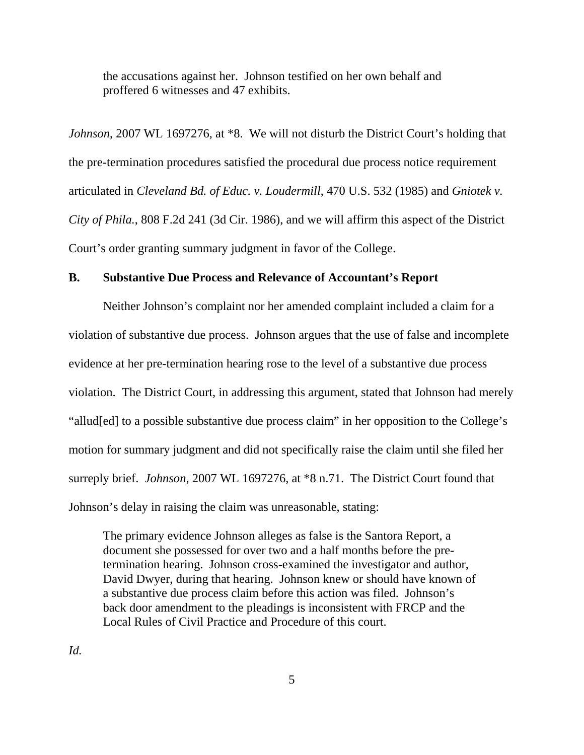> the accusations against her. Johnson testified on her own behalf and proffered 6 witnesses and 47 exhibits.

*Johnson*, 2007 WL 1697276, at *8. We will not disturb the District Court's holding that the pre-termination procedures satisfied the procedural due process notice requirement articulated in *Cleveland Bd. of Educ. v. Loudermill*, 470 U.S. 532 (1985) and *Gniotek v. City of Phila.*, 808 F.2d 241 (3d Cir. 1986), and we will affirm this aspect of the District Court's order granting summary judgment in favor of the College.

### B. Substantive Due Process and Relevance of Accountant's Report

Neither Johnson's complaint nor her amended complaint included a claim for a violation of substantive due process. Johnson argues that the use of false and incomplete evidence at her pre-termination hearing rose to the level of a substantive due process violation. The District Court, in addressing this argument, stated that Johnson had merely "allud[ed] to a possible substantive due process claim" in her opposition to the College's motion for summary judgment and did not specifically raise the claim until she filed her surreply brief. *Johnson*, 2007 WL 1697276, at *8 n.71. The District Court found that Johnson's delay in raising the claim was unreasonable, stating:

> The primary evidence Johnson alleges as false is the Santora Report, a document she possessed for over two and a half months before the pre-termination hearing. Johnson cross-examined the investigator and author, David Dwyer, during that hearing. Johnson knew or should have known of a substantive due process claim before this action was filed. Johnson's back door amendment to the pleadings is inconsistent with FRCP and the Local Rules of Civil Practice and Procedure of this court.

*Id.*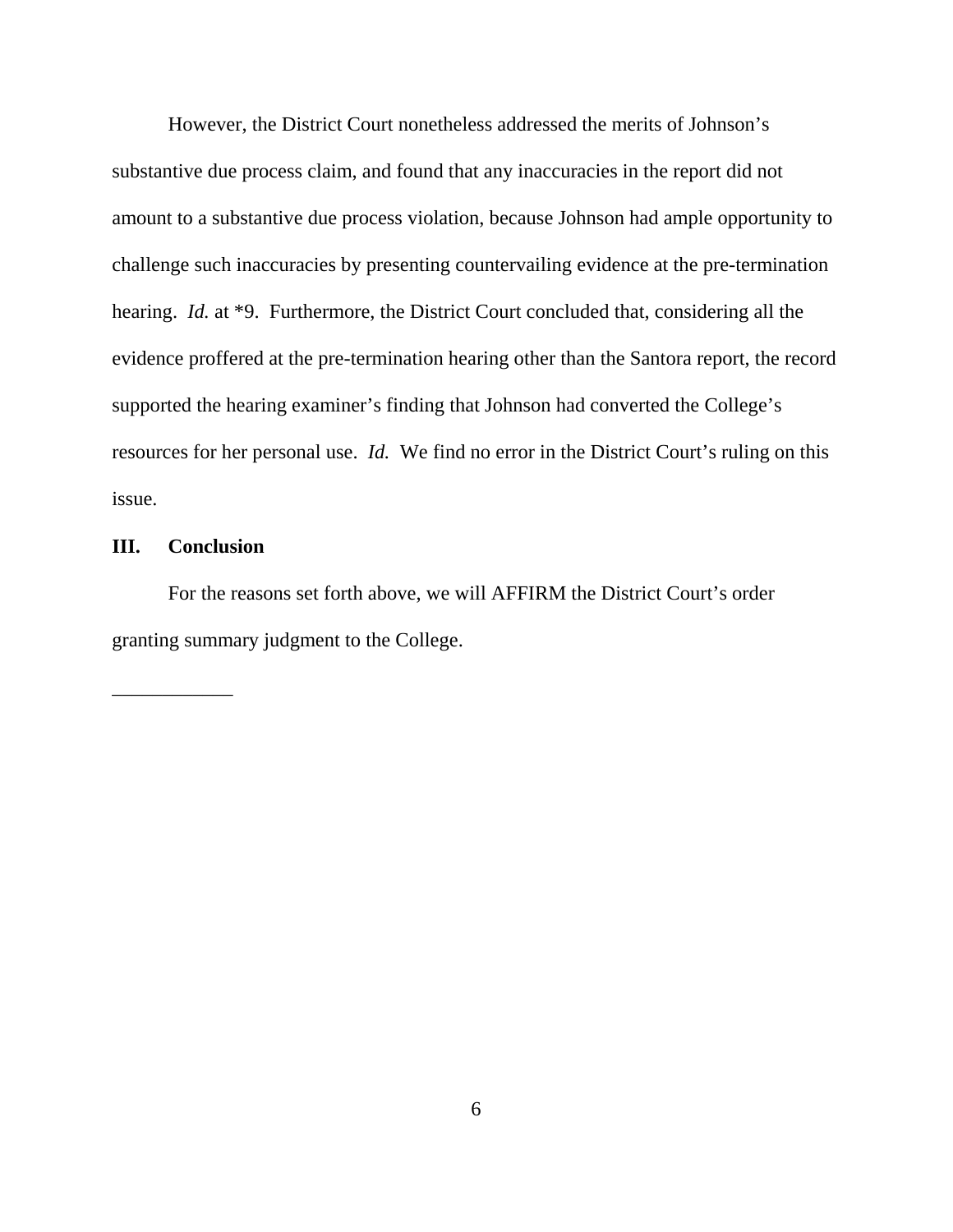However, the District Court nonetheless addressed the merits of Johnson's substantive due process claim, and found that any inaccuracies in the report did not amount to a substantive due process violation, because Johnson had ample opportunity to challenge such inaccuracies by presenting countervailing evidence at the pre-termination hearing. *Id.* at *9. Furthermore, the District Court concluded that, considering all the evidence proffered at the pre-termination hearing other than the Santora report, the record supported the hearing examiner's finding that Johnson had converted the College's resources for her personal use. *Id.* We find no error in the District Court's ruling on this issue.

## III. Conclusion

For the reasons set forth above, we will AFFIRM the District Court's order granting summary judgment to the College.

\_\_\_\_\_\_\_\_\_\_\_\_